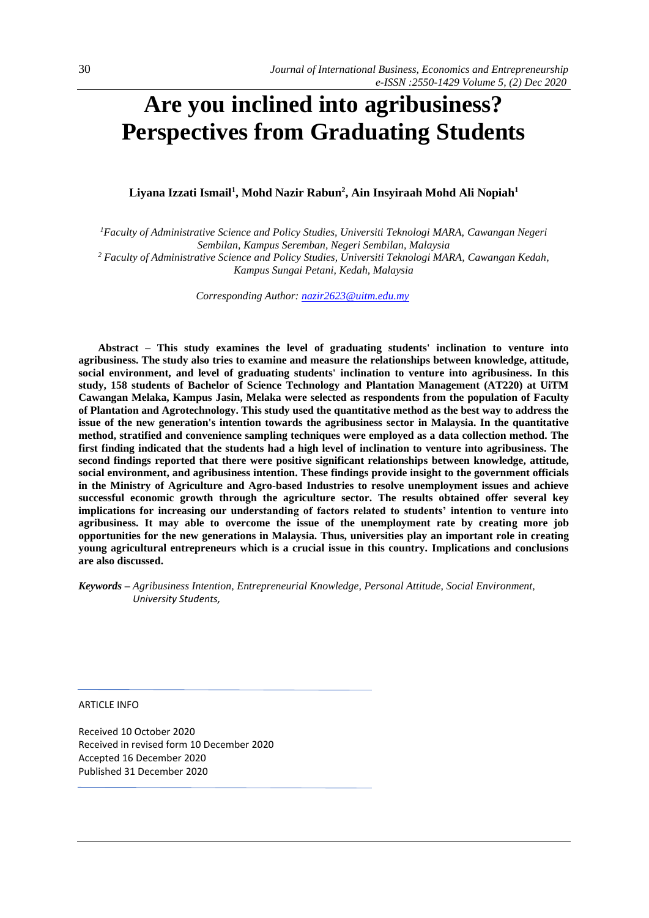# Are you inclined into agribusiness? Perspectives from Graduating Students

**Liyana Izzati Ismail[1], Mohd Nazir Rabun[2], Ain Insyiraah Mohd Ali Nopiah[1]**

*[1]Faculty of Administrative Science and Policy Studies, Universiti Teknologi MARA, Cawangan Negeri Sembilan, Kampus Seremban, Negeri Sembilan, Malaysia*
*[2] Faculty of Administrative Science and Policy Studies, Universiti Teknologi MARA, Cawangan Kedah, Kampus Sungai Petani, Kedah, Malaysia*

*Corresponding Author: nazir2623@uitm.edu.my*

**Abstract** – **This study examines the level of graduating students' inclination to venture into agribusiness. The study also tries to examine and measure the relationships between knowledge, attitude, social environment, and level of graduating students' inclination to venture into agribusiness. In this study, 158 students of Bachelor of Science Technology and Plantation Management (AT220) at UiTM Cawangan Melaka, Kampus Jasin, Melaka were selected as respondents from the population of Faculty of Plantation and Agrotechnology. This study used the quantitative method as the best way to address the issue of the new generation's intention towards the agribusiness sector in Malaysia. In the quantitative method, stratified and convenience sampling techniques were employed as a data collection method. The first finding indicated that the students had a high level of inclination to venture into agribusiness. The second findings reported that there were positive significant relationships between knowledge, attitude, social environment, and agribusiness intention. These findings provide insight to the government officials in the Ministry of Agriculture and Agro-based Industries to resolve unemployment issues and achieve successful economic growth through the agriculture sector. The results obtained offer several key implications for increasing our understanding of factors related to students' intention to venture into agribusiness. It may able to overcome the issue of the unemployment rate by creating more job opportunities for the new generations in Malaysia. Thus, universities play an important role in creating young agricultural entrepreneurs which is a crucial issue in this country. Implications and conclusions are also discussed.**

***Keywords*** – *Agribusiness Intention, Entrepreneurial Knowledge, Personal Attitude, Social Environment, University Students,*

ARTICLE INFO

Received 10 October 2020
Received in revised form 10 December 2020
Accepted 16 December 2020
Published 31 December 2020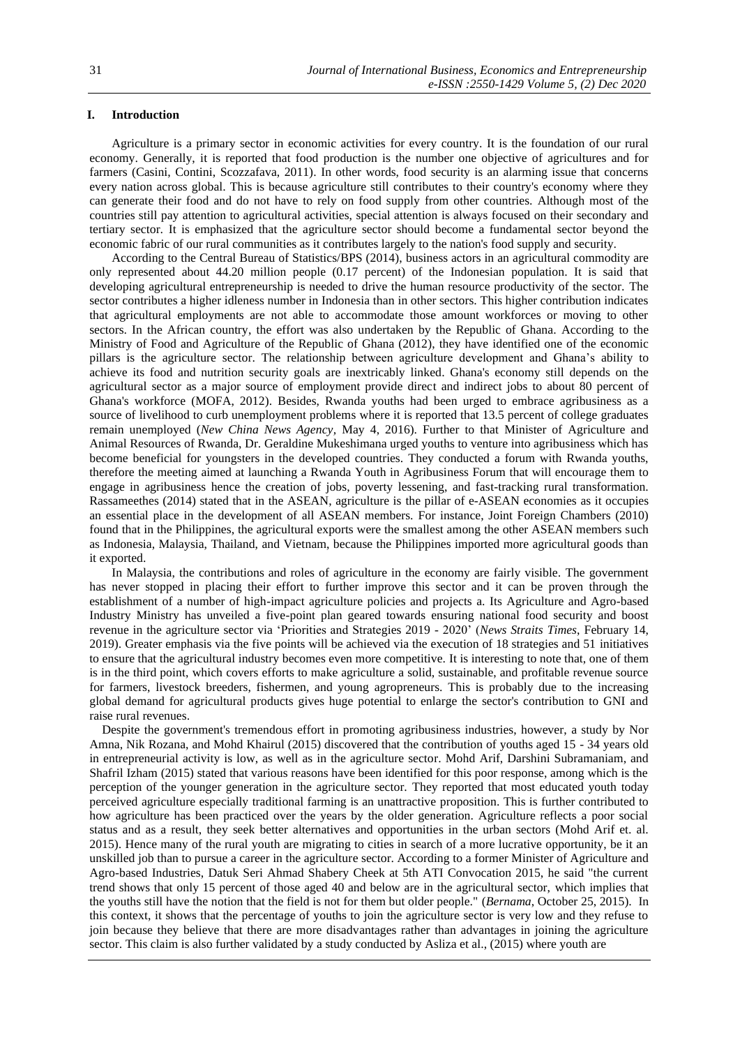## I. Introduction

Agriculture is a primary sector in economic activities for every country. It is the foundation of our rural economy. Generally, it is reported that food production is the number one objective of agricultures and for farmers (Casini, Contini, Scozzafava, 2011). In other words, food security is an alarming issue that concerns every nation across global. This is because agriculture still contributes to their country's economy where they can generate their food and do not have to rely on food supply from other countries. Although most of the countries still pay attention to agricultural activities, special attention is always focused on their secondary and tertiary sector. It is emphasized that the agriculture sector should become a fundamental sector beyond the economic fabric of our rural communities as it contributes largely to the nation's food supply and security.

According to the Central Bureau of Statistics/BPS (2014), business actors in an agricultural commodity are only represented about 44.20 million people (0.17 percent) of the Indonesian population. It is said that developing agricultural entrepreneurship is needed to drive the human resource productivity of the sector. The sector contributes a higher idleness number in Indonesia than in other sectors. This higher contribution indicates that agricultural employments are not able to accommodate those amount workforces or moving to other sectors. In the African country, the effort was also undertaken by the Republic of Ghana. According to the Ministry of Food and Agriculture of the Republic of Ghana (2012), they have identified one of the economic pillars is the agriculture sector. The relationship between agriculture development and Ghana's ability to achieve its food and nutrition security goals are inextricably linked. Ghana's economy still depends on the agricultural sector as a major source of employment provide direct and indirect jobs to about 80 percent of Ghana's workforce (MOFA, 2012). Besides, Rwanda youths had been urged to embrace agribusiness as a source of livelihood to curb unemployment problems where it is reported that 13.5 percent of college graduates remain unemployed (*New China News Agency*, May 4, 2016). Further to that Minister of Agriculture and Animal Resources of Rwanda, Dr. Geraldine Mukeshimana urged youths to venture into agribusiness which has become beneficial for youngsters in the developed countries. They conducted a forum with Rwanda youths, therefore the meeting aimed at launching a Rwanda Youth in Agribusiness Forum that will encourage them to engage in agribusiness hence the creation of jobs, poverty lessening, and fast-tracking rural transformation. Rassameethes (2014) stated that in the ASEAN, agriculture is the pillar of e-ASEAN economies as it occupies an essential place in the development of all ASEAN members. For instance, Joint Foreign Chambers (2010) found that in the Philippines, the agricultural exports were the smallest among the other ASEAN members such as Indonesia, Malaysia, Thailand, and Vietnam, because the Philippines imported more agricultural goods than it exported.

In Malaysia, the contributions and roles of agriculture in the economy are fairly visible. The government has never stopped in placing their effort to further improve this sector and it can be proven through the establishment of a number of high-impact agriculture policies and projects a. Its Agriculture and Agro-based Industry Ministry has unveiled a five-point plan geared towards ensuring national food security and boost revenue in the agriculture sector via 'Priorities and Strategies 2019 - 2020' (*News Straits Times*, February 14, 2019). Greater emphasis via the five points will be achieved via the execution of 18 strategies and 51 initiatives to ensure that the agricultural industry becomes even more competitive. It is interesting to note that, one of them is in the third point, which covers efforts to make agriculture a solid, sustainable, and profitable revenue source for farmers, livestock breeders, fishermen, and young agropreneurs. This is probably due to the increasing global demand for agricultural products gives huge potential to enlarge the sector's contribution to GNI and raise rural revenues.

Despite the government's tremendous effort in promoting agribusiness industries, however, a study by Nor Amna, Nik Rozana, and Mohd Khairul (2015) discovered that the contribution of youths aged 15 - 34 years old in entrepreneurial activity is low, as well as in the agriculture sector. Mohd Arif, Darshini Subramaniam, and Shafril Izham (2015) stated that various reasons have been identified for this poor response, among which is the perception of the younger generation in the agriculture sector. They reported that most educated youth today perceived agriculture especially traditional farming is an unattractive proposition. This is further contributed to how agriculture has been practiced over the years by the older generation. Agriculture reflects a poor social status and as a result, they seek better alternatives and opportunities in the urban sectors (Mohd Arif et. al. 2015). Hence many of the rural youth are migrating to cities in search of a more lucrative opportunity, be it an unskilled job than to pursue a career in the agriculture sector. According to a former Minister of Agriculture and Agro-based Industries, Datuk Seri Ahmad Shabery Cheek at 5th ATI Convocation 2015, he said "the current trend shows that only 15 percent of those aged 40 and below are in the agricultural sector, which implies that the youths still have the notion that the field is not for them but older people." (*Bernama*, October 25, 2015). In this context, it shows that the percentage of youths to join the agriculture sector is very low and they refuse to join because they believe that there are more disadvantages rather than advantages in joining the agriculture sector. This claim is also further validated by a study conducted by Asliza et al., (2015) where youth are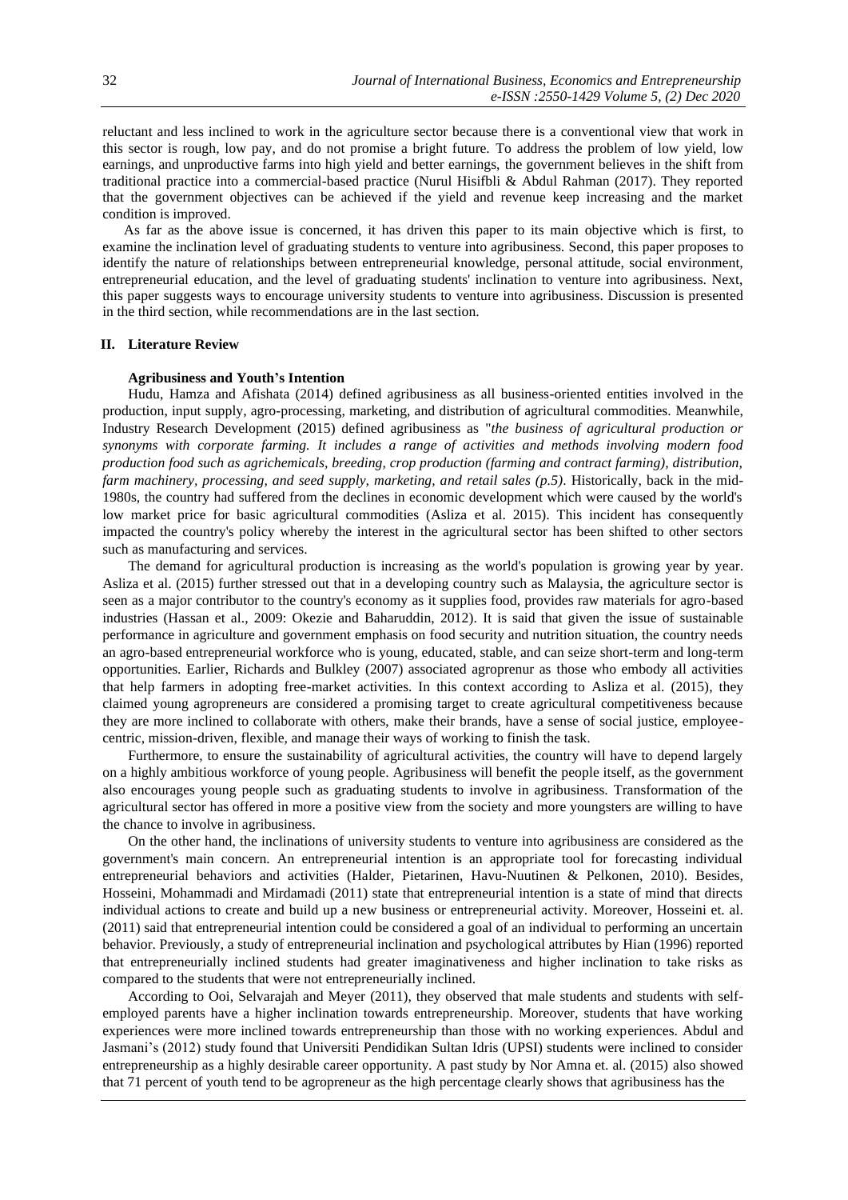reluctant and less inclined to work in the agriculture sector because there is a conventional view that work in this sector is rough, low pay, and do not promise a bright future. To address the problem of low yield, low earnings, and unproductive farms into high yield and better earnings, the government believes in the shift from traditional practice into a commercial-based practice (Nurul Hisifbli & Abdul Rahman (2017). They reported that the government objectives can be achieved if the yield and revenue keep increasing and the market condition is improved.

As far as the above issue is concerned, it has driven this paper to its main objective which is first, to examine the inclination level of graduating students to venture into agribusiness. Second, this paper proposes to identify the nature of relationships between entrepreneurial knowledge, personal attitude, social environment, entrepreneurial education, and the level of graduating students' inclination to venture into agribusiness. Next, this paper suggests ways to encourage university students to venture into agribusiness. Discussion is presented in the third section, while recommendations are in the last section.

## II. Literature Review

### Agribusiness and Youth's Intention

Hudu, Hamza and Afishata (2014) defined agribusiness as all business-oriented entities involved in the production, input supply, agro-processing, marketing, and distribution of agricultural commodities. Meanwhile, Industry Research Development (2015) defined agribusiness as "*the business of agricultural production or synonyms with corporate farming. It includes a range of activities and methods involving modern food production food such as agrichemicals, breeding, crop production (farming and contract farming), distribution, farm machinery, processing, and seed supply, marketing, and retail sales (p.5)*. Historically, back in the mid-1980s, the country had suffered from the declines in economic development which were caused by the world's low market price for basic agricultural commodities (Asliza et al. 2015). This incident has consequently impacted the country's policy whereby the interest in the agricultural sector has been shifted to other sectors such as manufacturing and services.

The demand for agricultural production is increasing as the world's population is growing year by year. Asliza et al. (2015) further stressed out that in a developing country such as Malaysia, the agriculture sector is seen as a major contributor to the country's economy as it supplies food, provides raw materials for agro-based industries (Hassan et al., 2009: Okezie and Baharuddin, 2012). It is said that given the issue of sustainable performance in agriculture and government emphasis on food security and nutrition situation, the country needs an agro-based entrepreneurial workforce who is young, educated, stable, and can seize short-term and long-term opportunities. Earlier, Richards and Bulkley (2007) associated agroprenur as those who embody all activities that help farmers in adopting free-market activities. In this context according to Asliza et al. (2015), they claimed young agropreneurs are considered a promising target to create agricultural competitiveness because they are more inclined to collaborate with others, make their brands, have a sense of social justice, employee-centric, mission-driven, flexible, and manage their ways of working to finish the task.

Furthermore, to ensure the sustainability of agricultural activities, the country will have to depend largely on a highly ambitious workforce of young people. Agribusiness will benefit the people itself, as the government also encourages young people such as graduating students to involve in agribusiness. Transformation of the agricultural sector has offered in more a positive view from the society and more youngsters are willing to have the chance to involve in agribusiness.

On the other hand, the inclinations of university students to venture into agribusiness are considered as the government's main concern. An entrepreneurial intention is an appropriate tool for forecasting individual entrepreneurial behaviors and activities (Halder, Pietarinen, Havu-Nuutinen & Pelkonen, 2010). Besides, Hosseini, Mohammadi and Mirdamadi (2011) state that entrepreneurial intention is a state of mind that directs individual actions to create and build up a new business or entrepreneurial activity. Moreover, Hosseini et. al. (2011) said that entrepreneurial intention could be considered a goal of an individual to performing an uncertain behavior. Previously, a study of entrepreneurial inclination and psychological attributes by Hian (1996) reported that entrepreneurially inclined students had greater imaginativeness and higher inclination to take risks as compared to the students that were not entrepreneurially inclined.

According to Ooi, Selvarajah and Meyer (2011), they observed that male students and students with self-employed parents have a higher inclination towards entrepreneurship. Moreover, students that have working experiences were more inclined towards entrepreneurship than those with no working experiences. Abdul and Jasmani's (2012) study found that Universiti Pendidikan Sultan Idris (UPSI) students were inclined to consider entrepreneurship as a highly desirable career opportunity. A past study by Nor Amna et. al. (2015) also showed that 71 percent of youth tend to be agropreneur as the high percentage clearly shows that agribusiness has the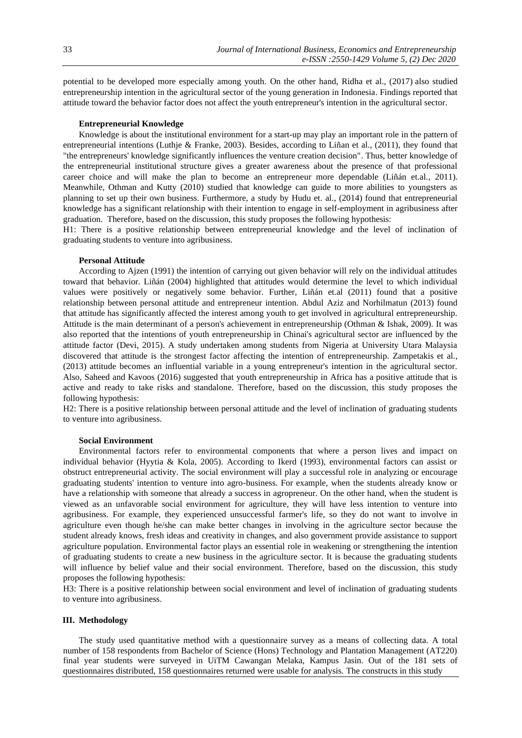potential to be developed more especially among youth. On the other hand, Ridha et al., (2017) also studied entrepreneurship intention in the agricultural sector of the young generation in Indonesia. Findings reported that attitude toward the behavior factor does not affect the youth entrepreneur's intention in the agricultural sector.

### Entrepreneurial Knowledge

Knowledge is about the institutional environment for a start-up may play an important role in the pattern of entrepreneurial intentions (Luthje & Franke, 2003). Besides, according to Liñan et al., (2011), they found that "the entrepreneurs' knowledge significantly influences the venture creation decision". Thus, better knowledge of the entrepreneurial institutional structure gives a greater awareness about the presence of that professional career choice and will make the plan to become an entrepreneur more dependable (Liñán et.al., 2011). Meanwhile, Othman and Kutty (2010) studied that knowledge can guide to more abilities to youngsters as planning to set up their own business. Furthermore, a study by Hudu et. al., (2014) found that entrepreneurial knowledge has a significant relationship with their intention to engage in self-employment in agribusiness after graduation. Therefore, based on the discussion, this study proposes the following hypothesis:

H1: There is a positive relationship between entrepreneurial knowledge and the level of inclination of graduating students to venture into agribusiness.

### Personal Attitude

According to Ajzen (1991) the intention of carrying out given behavior will rely on the individual attitudes toward that behavior. Liñán (2004) highlighted that attitudes would determine the level to which individual values were positively or negatively some behavior. Further, Liñán et.al (2011) found that a positive relationship between personal attitude and entrepreneur intention. Abdul Aziz and Norhilmatun (2013) found that attitude has significantly affected the interest among youth to get involved in agricultural entrepreneurship. Attitude is the main determinant of a person's achievement in entrepreneurship (Othman & Ishak, 2009). It was also reported that the intentions of youth entrepreneurship in Chinai's agricultural sector are influenced by the attitude factor (Devi, 2015). A study undertaken among students from Nigeria at University Utara Malaysia discovered that attitude is the strongest factor affecting the intention of entrepreneurship. Zampetakis et al., (2013) attitude becomes an influential variable in a young entrepreneur's intention in the agricultural sector. Also, Saheed and Kavoos (2016) suggested that youth entrepreneurship in Africa has a positive attitude that is active and ready to take risks and standalone. Therefore, based on the discussion, this study proposes the following hypothesis:

H2: There is a positive relationship between personal attitude and the level of inclination of graduating students to venture into agribusiness.

### Social Environment

Environmental factors refer to environmental components that where a person lives and impact on individual behavior (Hyytia & Kola, 2005). According to Ikerd (1993), environmental factors can assist or obstruct entrepreneurial activity. The social environment will play a successful role in analyzing or encourage graduating students' intention to venture into agro-business. For example, when the students already know or have a relationship with someone that already a success in agropreneur. On the other hand, when the student is viewed as an unfavorable social environment for agriculture, they will have less intention to venture into agribusiness. For example, they experienced unsuccessful farmer's life, so they do not want to involve in agriculture even though he/she can make better changes in involving in the agriculture sector because the student already knows, fresh ideas and creativity in changes, and also government provide assistance to support agriculture population. Environmental factor plays an essential role in weakening or strengthening the intention of graduating students to create a new business in the agriculture sector. It is because the graduating students will influence by belief value and their social environment. Therefore, based on the discussion, this study proposes the following hypothesis:

H3: There is a positive relationship between social environment and level of inclination of graduating students to venture into agribusiness.

## III. Methodology

The study used quantitative method with a questionnaire survey as a means of collecting data. A total number of 158 respondents from Bachelor of Science (Hons) Technology and Plantation Management (AT220) final year students were surveyed in UiTM Cawangan Melaka, Kampus Jasin. Out of the 181 sets of questionnaires distributed, 158 questionnaires returned were usable for analysis. The constructs in this study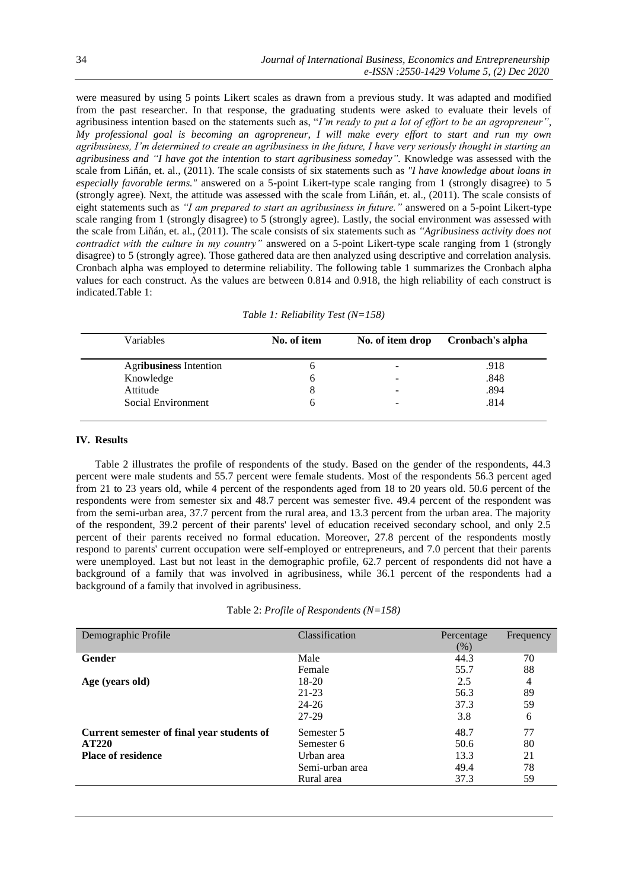were measured by using 5 points Likert scales as drawn from a previous study. It was adapted and modified from the past researcher. In that response, the graduating students were asked to evaluate their levels of agribusiness intention based on the statements such as, "*I'm ready to put a lot of effort to be an agropreneur", My professional goal is becoming an agropreneur, I will make every effort to start and run my own agribusiness, I'm determined to create an agribusiness in the future, I have very seriously thought in starting an agribusiness and "I have got the intention to start agribusiness someday"*. Knowledge was assessed with the scale from Liñán, et. al., (2011). The scale consists of six statements such as *"I have knowledge about loans in especially favorable terms."* answered on a 5-point Likert-type scale ranging from 1 (strongly disagree) to 5 (strongly agree). Next, the attitude was assessed with the scale from Liñán, et. al., (2011). The scale consists of eight statements such as *"I am prepared to start an agribusiness in future."* answered on a 5-point Likert-type scale ranging from 1 (strongly disagree) to 5 (strongly agree). Lastly, the social environment was assessed with the scale from Liñán, et. al., (2011). The scale consists of six statements such as *"Agribusiness activity does not contradict with the culture in my country"* answered on a 5-point Likert-type scale ranging from 1 (strongly disagree) to 5 (strongly agree). Those gathered data are then analyzed using descriptive and correlation analysis. Cronbach alpha was employed to determine reliability. The following table 1 summarizes the Cronbach alpha values for each construct. As the values are between 0.814 and 0.918, the high reliability of each construct is indicated.Table 1:

*Table 1: Reliability Test (N=158)*

| Variables | No. of item | No. of item drop | Cronbach's alpha |
|---|---|---|---|
| Agribusiness Intention | 6 | - | .918 |
| Knowledge | 6 | - | .848 |
| Attitude | 8 | - | .894 |
| Social Environment | 6 | - | .814 |

## IV. Results

Table 2 illustrates the profile of respondents of the study. Based on the gender of the respondents, 44.3 percent were male students and 55.7 percent were female students. Most of the respondents 56.3 percent aged from 21 to 23 years old, while 4 percent of the respondents aged from 18 to 20 years old. 50.6 percent of the respondents were from semester six and 48.7 percent was semester five. 49.4 percent of the respondent was from the semi-urban area, 37.7 percent from the rural area, and 13.3 percent from the urban area. The majority of the respondent, 39.2 percent of their parents' level of education received secondary school, and only 2.5 percent of their parents received no formal education. Moreover, 27.8 percent of the respondents mostly respond to parents' current occupation were self-employed or entrepreneurs, and 7.0 percent that their parents were unemployed. Last but not least in the demographic profile, 62.7 percent of respondents did not have a background of a family that was involved in agribusiness, while 36.1 percent of the respondents had a background of a family that involved in agribusiness.

Table 2: *Profile of Respondents (N=158)*

| Demographic Profile | Classification | Percentage (%) | Frequency |
|---|---|---|---|
| **Gender** | Male | 44.3 | 70 |
| | Female | 55.7 | 88 |
| **Age (years old)** | 18-20 | 2.5 | 4 |
| | 21-23 | 56.3 | 89 |
| | 24-26 | 37.3 | 59 |
| | 27-29 | 3.8 | 6 |
| **Current semester of final year students of AT220** | Semester 5 | 48.7 | 77 |
| | Semester 6 | 50.6 | 80 |
| **Place of residence** | Urban area | 13.3 | 21 |
| | Semi-urban area | 49.4 | 78 |
| | Rural area | 37.3 | 59 |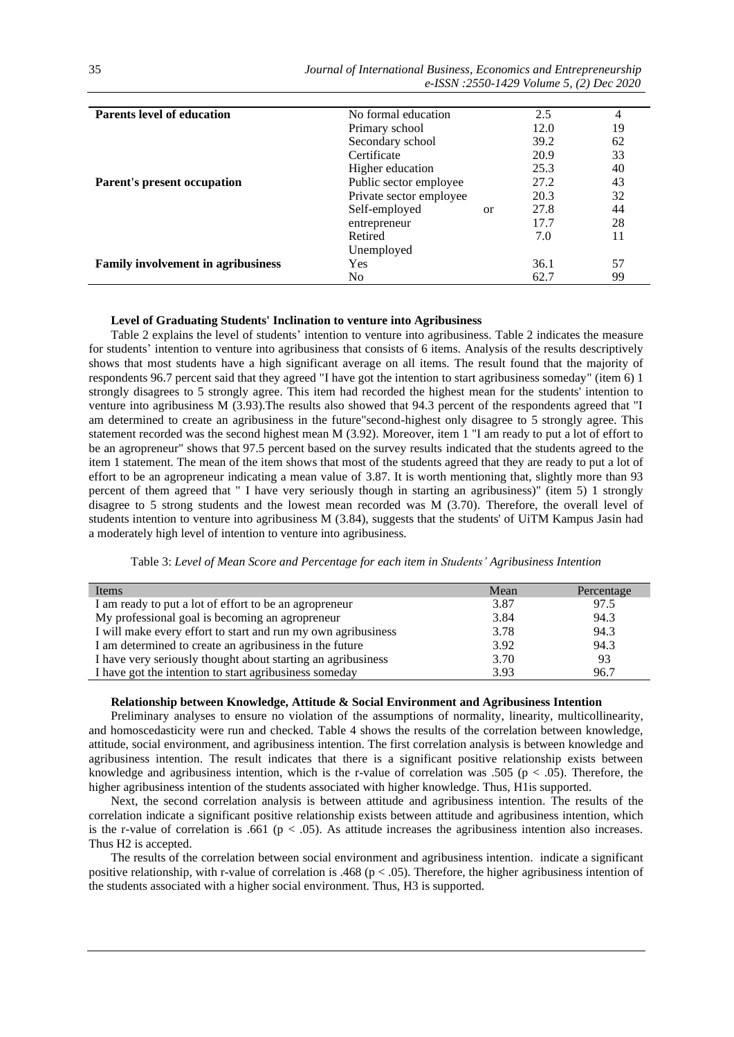| | | | |
|---|---|---|---|
| **Parents level of education** | No formal education | 2.5 | 4 |
| | Primary school | 12.0 | 19 |
| | Secondary school | 39.2 | 62 |
| | Certificate | 20.9 | 33 |
| | Higher education | 25.3 | 40 |
| **Parent's present occupation** | Public sector employee | 27.2 | 43 |
| | Private sector employee | 20.3 | 32 |
| | Self-employed or | 27.8 | 44 |
| | entrepreneur | 17.7 | 28 |
| | Retired | 7.0 | 11 |
| | Unemployed | | |
| **Family involvement in agribusiness** | Yes | 36.1 | 57 |
| | No | 62.7 | 99 |

### Level of Graduating Students' Inclination to venture into Agribusiness

Table 2 explains the level of students' intention to venture into agribusiness. Table 2 indicates the measure for students' intention to venture into agribusiness that consists of 6 items. Analysis of the results descriptively shows that most students have a high significant average on all items. The result found that the majority of respondents 96.7 percent said that they agreed "I have got the intention to start agribusiness someday" (item 6) 1 strongly disagrees to 5 strongly agree. This item had recorded the highest mean for the students' intention to venture into agribusiness M (3.93).The results also showed that 94.3 percent of the respondents agreed that "I am determined to create an agribusiness in the future"second-highest only disagree to 5 strongly agree. This statement recorded was the second highest mean M (3.92). Moreover, item 1 "I am ready to put a lot of effort to be an agropreneur" shows that 97.5 percent based on the survey results indicated that the students agreed to the item 1 statement. The mean of the item shows that most of the students agreed that they are ready to put a lot of effort to be an agropreneur indicating a mean value of 3.87. It is worth mentioning that, slightly more than 93 percent of them agreed that " I have very seriously though in starting an agribusiness)" (item 5) 1 strongly disagree to 5 strong students and the lowest mean recorded was M (3.70). Therefore, the overall level of students intention to venture into agribusiness M (3.84), suggests that the students' of UiTM Kampus Jasin had a moderately high level of intention to venture into agribusiness.

Table 3: *Level of Mean Score and Percentage for each item in Students' Agribusiness Intention*

| Items | Mean | Percentage |
|---|---|---|
| I am ready to put a lot of effort to be an agropreneur | 3.87 | 97.5 |
| My professional goal is becoming an agropreneur | 3.84 | 94.3 |
| I will make every effort to start and run my own agribusiness | 3.78 | 94.3 |
| I am determined to create an agribusiness in the future | 3.92 | 94.3 |
| I have very seriously thought about starting an agribusiness | 3.70 | 93 |
| I have got the intention to start agribusiness someday | 3.93 | 96.7 |

### Relationship between Knowledge, Attitude & Social Environment and Agribusiness Intention

Preliminary analyses to ensure no violation of the assumptions of normality, linearity, multicollinearity, and homoscedasticity were run and checked. Table 4 shows the results of the correlation between knowledge, attitude, social environment, and agribusiness intention. The first correlation analysis is between knowledge and agribusiness intention. The result indicates that there is a significant positive relationship exists between knowledge and agribusiness intention, which is the r-value of correlation was .505 ($p < .05$). Therefore, the higher agribusiness intention of the students associated with higher knowledge. Thus, H1is supported.

Next, the second correlation analysis is between attitude and agribusiness intention. The results of the correlation indicate a significant positive relationship exists between attitude and agribusiness intention, which is the r-value of correlation is .661 ($p < .05$). As attitude increases the agribusiness intention also increases. Thus H2 is accepted.

The results of the correlation between social environment and agribusiness intention. indicate a significant positive relationship, with r-value of correlation is .468 ($p < .05$). Therefore, the higher agribusiness intention of the students associated with a higher social environment. Thus, H3 is supported.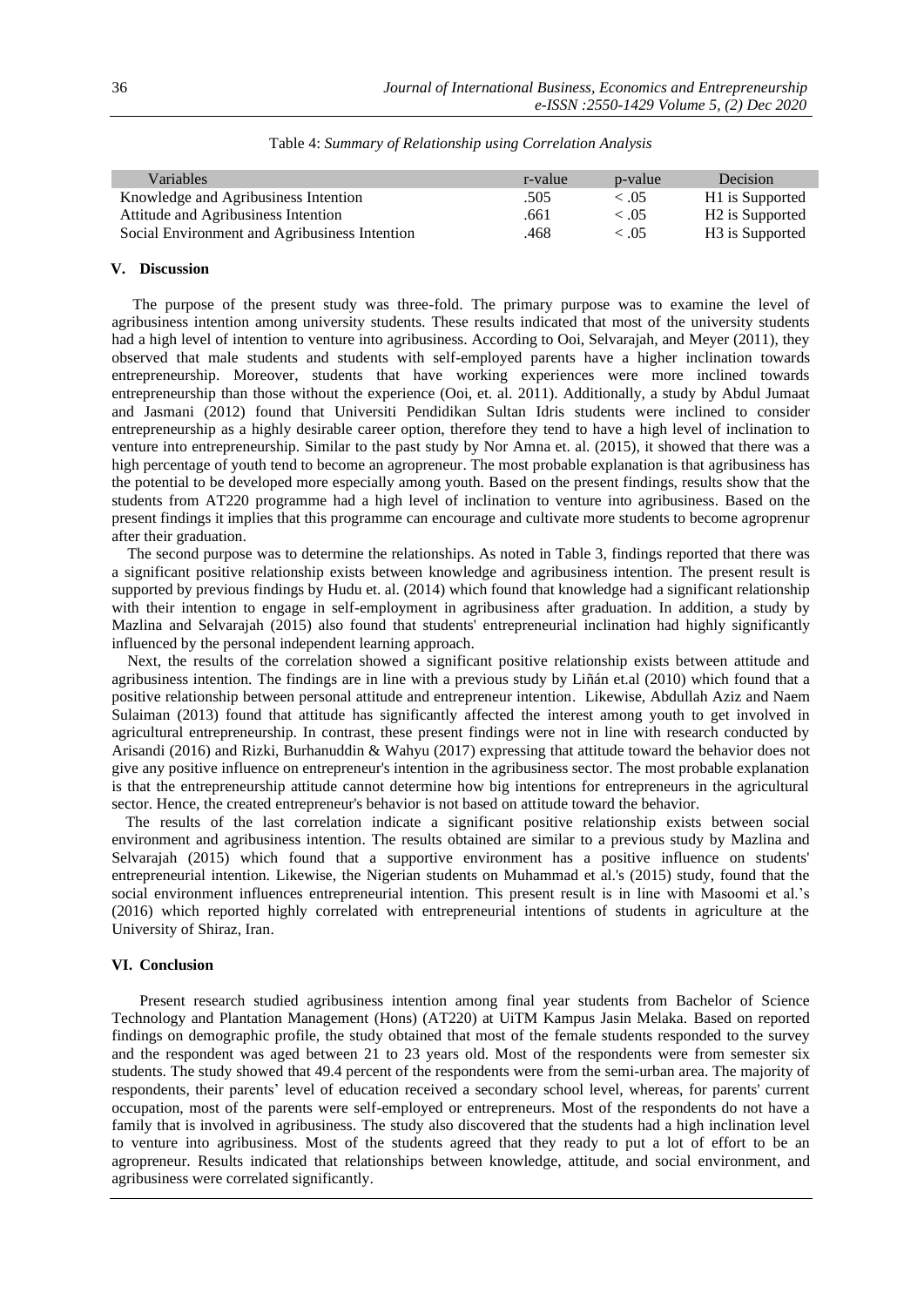Table 4: *Summary of Relationship using Correlation Analysis*

| Variables | r-value | p-value | Decision |
| --- | --- | --- | --- |
| Knowledge and Agribusiness Intention | .505 | < .05 | H1 is Supported |
| Attitude and Agribusiness Intention | .661 | < .05 | H2 is Supported |
| Social Environment and Agribusiness Intention | .468 | < .05 | H3 is Supported |

## V. Discussion

The purpose of the present study was three-fold. The primary purpose was to examine the level of agribusiness intention among university students. These results indicated that most of the university students had a high level of intention to venture into agribusiness. According to Ooi, Selvarajah, and Meyer (2011), they observed that male students and students with self-employed parents have a higher inclination towards entrepreneurship. Moreover, students that have working experiences were more inclined towards entrepreneurship than those without the experience (Ooi, et. al. 2011). Additionally, a study by Abdul Jumaat and Jasmani (2012) found that Universiti Pendidikan Sultan Idris students were inclined to consider entrepreneurship as a highly desirable career option, therefore they tend to have a high level of inclination to venture into entrepreneurship. Similar to the past study by Nor Amna et. al. (2015), it showed that there was a high percentage of youth tend to become an agropreneur. The most probable explanation is that agribusiness has the potential to be developed more especially among youth. Based on the present findings, results show that the students from AT220 programme had a high level of inclination to venture into agribusiness. Based on the present findings it implies that this programme can encourage and cultivate more students to become agroprenur after their graduation.

The second purpose was to determine the relationships. As noted in Table 3, findings reported that there was a significant positive relationship exists between knowledge and agribusiness intention. The present result is supported by previous findings by Hudu et. al. (2014) which found that knowledge had a significant relationship with their intention to engage in self-employment in agribusiness after graduation. In addition, a study by Mazlina and Selvarajah (2015) also found that students' entrepreneurial inclination had highly significantly influenced by the personal independent learning approach.

Next, the results of the correlation showed a significant positive relationship exists between attitude and agribusiness intention. The findings are in line with a previous study by Liñán et.al (2010) which found that a positive relationship between personal attitude and entrepreneur intention. Likewise, Abdullah Aziz and Naem Sulaiman (2013) found that attitude has significantly affected the interest among youth to get involved in agricultural entrepreneurship. In contrast, these present findings were not in line with research conducted by Arisandi (2016) and Rizki, Burhanuddin & Wahyu (2017) expressing that attitude toward the behavior does not give any positive influence on entrepreneur's intention in the agribusiness sector. The most probable explanation is that the entrepreneurship attitude cannot determine how big intentions for entrepreneurs in the agricultural sector. Hence, the created entrepreneur's behavior is not based on attitude toward the behavior.

The results of the last correlation indicate a significant positive relationship exists between social environment and agribusiness intention. The results obtained are similar to a previous study by Mazlina and Selvarajah (2015) which found that a supportive environment has a positive influence on students' entrepreneurial intention. Likewise, the Nigerian students on Muhammad et al.'s (2015) study, found that the social environment influences entrepreneurial intention. This present result is in line with Masoomi et al.'s (2016) which reported highly correlated with entrepreneurial intentions of students in agriculture at the University of Shiraz, Iran.

## VI. Conclusion

Present research studied agribusiness intention among final year students from Bachelor of Science Technology and Plantation Management (Hons) (AT220) at UiTM Kampus Jasin Melaka. Based on reported findings on demographic profile, the study obtained that most of the female students responded to the survey and the respondent was aged between 21 to 23 years old. Most of the respondents were from semester six students. The study showed that 49.4 percent of the respondents were from the semi-urban area. The majority of respondents, their parents' level of education received a secondary school level, whereas, for parents' current occupation, most of the parents were self-employed or entrepreneurs. Most of the respondents do not have a family that is involved in agribusiness. The study also discovered that the students had a high inclination level to venture into agribusiness. Most of the students agreed that they ready to put a lot of effort to be an agropreneur. Results indicated that relationships between knowledge, attitude, and social environment, and agribusiness were correlated significantly.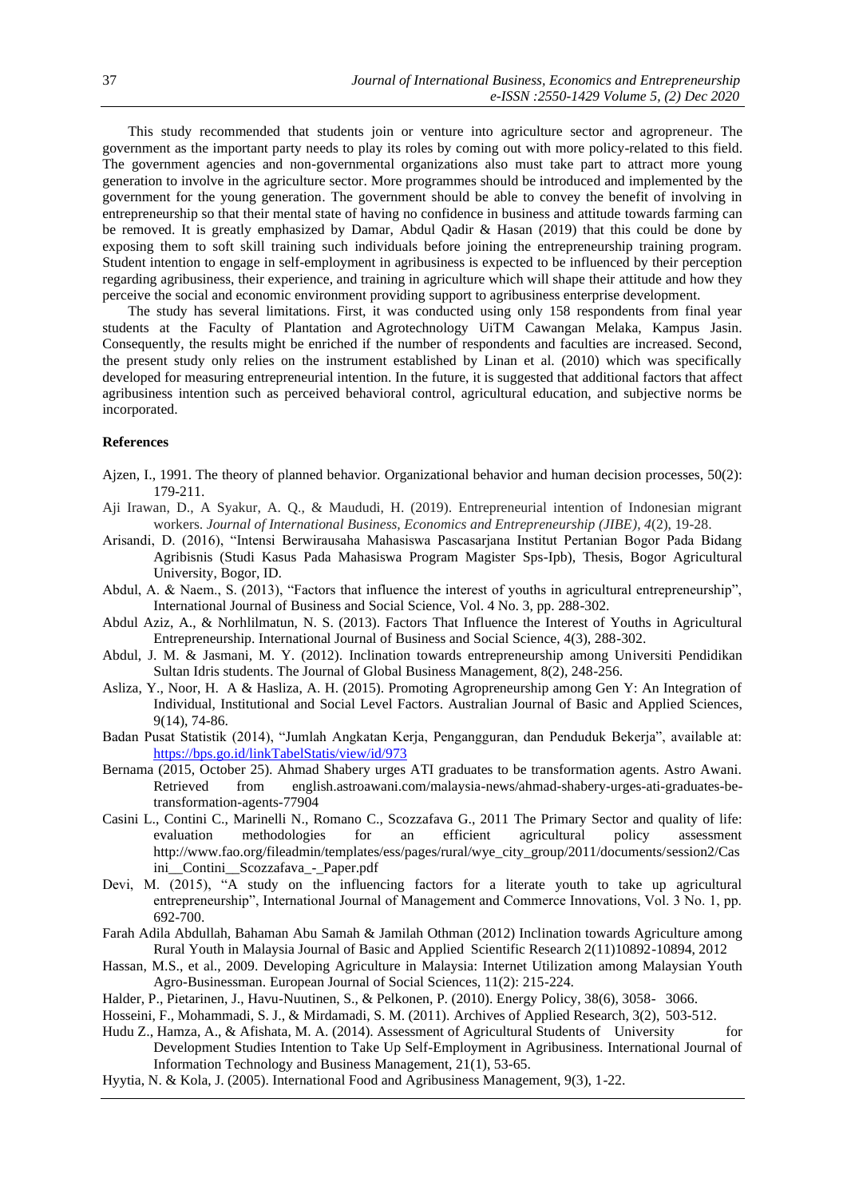This study recommended that students join or venture into agriculture sector and agropreneur. The government as the important party needs to play its roles by coming out with more policy-related to this field. The government agencies and non-governmental organizations also must take part to attract more young generation to involve in the agriculture sector. More programmes should be introduced and implemented by the government for the young generation. The government should be able to convey the benefit of involving in entrepreneurship so that their mental state of having no confidence in business and attitude towards farming can be removed. It is greatly emphasized by Damar, Abdul Qadir & Hasan (2019) that this could be done by exposing them to soft skill training such individuals before joining the entrepreneurship training program. Student intention to engage in self-employment in agribusiness is expected to be influenced by their perception regarding agribusiness, their experience, and training in agriculture which will shape their attitude and how they perceive the social and economic environment providing support to agribusiness enterprise development.

The study has several limitations. First, it was conducted using only 158 respondents from final year students at the Faculty of Plantation and Agrotechnology UiTM Cawangan Melaka, Kampus Jasin. Consequently, the results might be enriched if the number of respondents and faculties are increased. Second, the present study only relies on the instrument established by Linan et al. (2010) which was specifically developed for measuring entrepreneurial intention. In the future, it is suggested that additional factors that affect agribusiness intention such as perceived behavioral control, agricultural education, and subjective norms be incorporated.

**References**

Ajzen, I., 1991. The theory of planned behavior. Organizational behavior and human decision processes, 50(2): 179-211.

Aji Irawan, D., A Syakur, A. Q., & Maududi, H. (2019). Entrepreneurial intention of Indonesian migrant workers. *Journal of International Business, Economics and Entrepreneurship (JIBE)*, *4*(2), 19-28.

Arisandi, D. (2016), "Intensi Berwirausaha Mahasiswa Pascasarjana Institut Pertanian Bogor Pada Bidang Agribisnis (Studi Kasus Pada Mahasiswa Program Magister Sps-Ipb), Thesis, Bogor Agricultural University, Bogor, ID.

Abdul, A. & Naem., S. (2013), "Factors that influence the interest of youths in agricultural entrepreneurship", International Journal of Business and Social Science, Vol. 4 No. 3, pp. 288-302.

Abdul Aziz, A., & Norhlilmatun, N. S. (2013). Factors That Influence the Interest of Youths in Agricultural Entrepreneurship. International Journal of Business and Social Science, 4(3), 288-302.

Abdul, J. M. & Jasmani, M. Y. (2012). Inclination towards entrepreneurship among Universiti Pendidikan Sultan Idris students. The Journal of Global Business Management, 8(2), 248-256.

Asliza, Y., Noor, H. A & Hasliza, A. H. (2015). Promoting Agropreneurship among Gen Y: An Integration of Individual, Institutional and Social Level Factors. Australian Journal of Basic and Applied Sciences, 9(14), 74-86.

Badan Pusat Statistik (2014), "Jumlah Angkatan Kerja, Pengangguran, dan Penduduk Bekerja", available at: https://bps.go.id/linkTabelStatis/view/id/973

Bernama (2015, October 25). Ahmad Shabery urges ATI graduates to be transformation agents. Astro Awani. Retrieved from english.astroawani.com/malaysia-news/ahmad-shabery-urges-ati-graduates-be-transformation-agents-77904

Casini L., Contini C., Marinelli N., Romano C., Scozzafava G., 2011 The Primary Sector and quality of life: evaluation methodologies for an efficient agricultural policy assessment http://www.fao.org/fileadmin/templates/ess/pages/rural/wye_city_group/2011/documents/session2/Casini__Contini__Scozzafava_-_Paper.pdf

Devi, M. (2015), "A study on the influencing factors for a literate youth to take up agricultural entrepreneurship", International Journal of Management and Commerce Innovations, Vol. 3 No. 1, pp. 692-700.

Farah Adila Abdullah, Bahaman Abu Samah & Jamilah Othman (2012) Inclination towards Agriculture among Rural Youth in Malaysia Journal of Basic and Applied Scientific Research 2(11)10892-10894, 2012

Hassan, M.S., et al., 2009. Developing Agriculture in Malaysia: Internet Utilization among Malaysian Youth Agro-Businessman. European Journal of Social Sciences, 11(2): 215-224.

Halder, P., Pietarinen, J., Havu-Nuutinen, S., & Pelkonen, P. (2010). Energy Policy, 38(6), 3058- 3066.

Hosseini, F., Mohammadi, S. J., & Mirdamadi, S. M. (2011). Archives of Applied Research, 3(2), 503-512.

Hudu Z., Hamza, A., & Afishata, M. A. (2014). Assessment of Agricultural Students of University for Development Studies Intention to Take Up Self-Employment in Agribusiness. International Journal of Information Technology and Business Management, 21(1), 53-65.

Hyytia, N. & Kola, J. (2005). International Food and Agribusiness Management, 9(3), 1-22.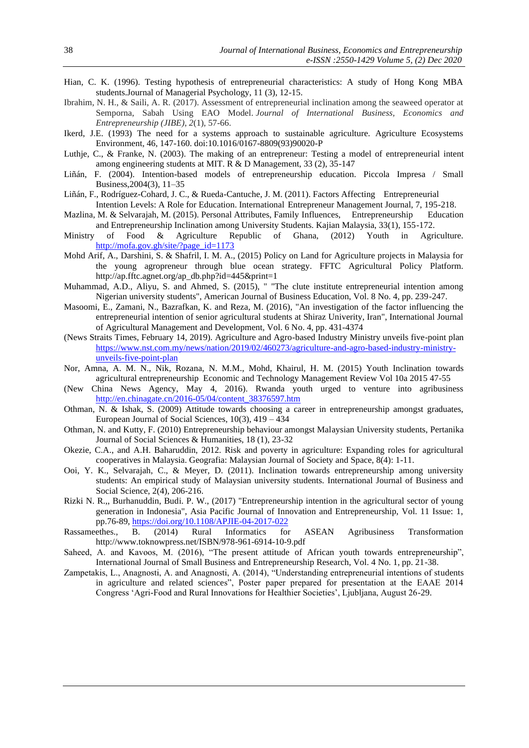Hian, C. K. (1996). Testing hypothesis of entrepreneurial characteristics: A study of Hong Kong MBA students.Journal of Managerial Psychology, 11 (3), 12-15.

Ibrahim, N. H., & Saili, A. R. (2017). Assessment of entrepreneurial inclination among the seaweed operator at Semporna, Sabah Using EAO Model. *Journal of International Business, Economics and Entrepreneurship (JIBE)*, *2*(1), 57-66.

Ikerd, J.E. (1993) The need for a systems approach to sustainable agriculture. Agriculture Ecosystems Environment, 46, 147-160. doi:10.1016/0167-8809(93)90020-P

Luthje, C., & Franke, N. (2003). The making of an entrepreneur: Testing a model of entrepreneurial intent among engineering students at MIT. R & D Management, 33 (2), 35-147

Liñán, F. (2004). Intention-based models of entrepreneurship education. Piccola Impresa / Small Business,2004(3), 11–35

Liñán, F., Rodríguez-Cohard, J. C., & Rueda-Cantuche, J. M. (2011). Factors Affecting Entrepreneurial Intention Levels: A Role for Education. International Entrepreneur Management Journal, 7, 195-218.

Mazlina, M. & Selvarajah, M. (2015). Personal Attributes, Family Influences, Entrepreneurship Education and Entrepreneurship Inclination among University Students. Kajian Malaysia, 33(1), 155-172.

Ministry of Food & Agriculture Republic of Ghana, (2012) Youth in Agriculture. http://mofa.gov.gh/site/?page_id=1173

Mohd Arif, A., Darshini, S. & Shafril, I. M. A., (2015) Policy on Land for Agriculture projects in Malaysia for the young agropreneur through blue ocean strategy. FFTC Agricultural Policy Platform. http://ap.fftc.agnet.org/ap_db.php?id=445&print=1

Muhammad, A.D., Aliyu, S. and Ahmed, S. (2015), " "The clute institute entrepreneurial intention among Nigerian university students", American Journal of Business Education, Vol. 8 No. 4, pp. 239-247.

Masoomi, E., Zamani, N., Bazrafkan, K. and Reza, M. (2016), "An investigation of the factor influencing the entrepreneurial intention of senior agricultural students at Shiraz Univerity, Iran", International Journal of Agricultural Management and Development, Vol. 6 No. 4, pp. 431-4374

(News Straits Times, February 14, 2019). Agriculture and Agro-based Industry Ministry unveils five-point plan https://www.nst.com.my/news/nation/2019/02/460273/agriculture-and-agro-based-industry-ministry-unveils-five-point-plan

Nor, Amna, A. M. N., Nik, Rozana, N. M.M., Mohd, Khairul, H. M. (2015) Youth Inclination towards agricultural entrepreneurship Economic and Technology Management Review Vol 10a 2015 47-55

(New China News Agency, May 4, 2016). Rwanda youth urged to venture into agribusiness http://en.chinagate.cn/2016-05/04/content_38376597.htm

Othman, N. & Ishak, S. (2009) Attitude towards choosing a career in entrepreneurship amongst graduates, European Journal of Social Sciences, 10(3), 419 – 434

Othman, N. and Kutty, F. (2010) Entrepreneurship behaviour amongst Malaysian University students, Pertanika Journal of Social Sciences & Humanities, 18 (1), 23-32

Okezie, C.A., and A.H. Baharuddin, 2012. Risk and poverty in agriculture: Expanding roles for agricultural cooperatives in Malaysia. Geografia: Malaysian Journal of Society and Space, 8(4): 1-11.

Ooi, Y. K., Selvarajah, C., & Meyer, D. (2011). Inclination towards entrepreneurship among university students: An empirical study of Malaysian university students. International Journal of Business and Social Science, 2(4), 206-216.

Rizki N. R.,, Burhanuddin, Budi. P. W., (2017) "Entrepreneurship intention in the agricultural sector of young generation in Indonesia", Asia Pacific Journal of Innovation and Entrepreneurship, Vol. 11 Issue: 1, pp.76-89, https://doi.org/10.1108/APJIE-04-2017-022

Rassameethes., B. (2014) Rural Informatics for ASEAN Agribusiness Transformation http://www.toknowpress.net/ISBN/978-961-6914-10-9.pdf

Saheed, A. and Kavoos, M. (2016), "The present attitude of African youth towards entrepreneurship", International Journal of Small Business and Entrepreneurship Research, Vol. 4 No. 1, pp. 21-38.

Zampetakis, L., Anagnosti, A. and Anagnosti, A. (2014), "Understanding entrepreneurial intentions of students in agriculture and related sciences", Poster paper prepared for presentation at the EAAE 2014 Congress 'Agri-Food and Rural Innovations for Healthier Societies', Ljubljana, August 26-29.